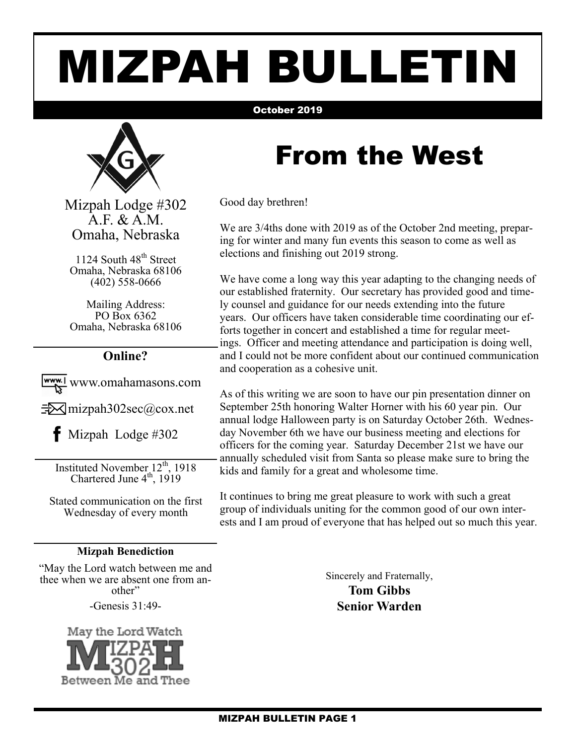# MIZPAH BULLETIN

October 2019

Mizpah Lodge #302
A.F. & A.M.
Omaha, Nebraska

1124 South 48th Street
Omaha, Nebraska 68106
(402) 558-0666

Mailing Address:
PO Box 6362
Omaha, Nebraska 68106

**Online?**

www.omahamasons.com

mizpah302sec@cox.net

Mizpah Lodge #302

Instituted November 12th, 1918
Chartered June 4th, 1919

Stated communication on the first Wednesday of every month

**Mizpah Benediction**

"May the Lord watch between me and thee when we are absent one from another"

-Genesis 31:49-

May the Lord Watch
MIZPAH 302
Between Me and Thee

# From the West

Good day brethren!

We are 3/4ths done with 2019 as of the October 2nd meeting, preparing for winter and many fun events this season to come as well as elections and finishing out 2019 strong.

We have come a long way this year adapting to the changing needs of our established fraternity. Our secretary has provided good and timely counsel and guidance for our needs extending into the future years. Our officers have taken considerable time coordinating our efforts together in concert and established a time for regular meetings. Officer and meeting attendance and participation is doing well, and I could not be more confident about our continued communication and cooperation as a cohesive unit.

As of this writing we are soon to have our pin presentation dinner on September 25th honoring Walter Horner with his 60 year pin. Our annual lodge Halloween party is on Saturday October 26th. Wednesday November 6th we have our business meeting and elections for officers for the coming year. Saturday December 21st we have our annually scheduled visit from Santa so please make sure to bring the kids and family for a great and wholesome time.

It continues to bring me great pleasure to work with such a great group of individuals uniting for the common good of our own interests and I am proud of everyone that has helped out so much this year.

Sincerely and Fraternally,

**Tom Gibbs**
**Senior Warden**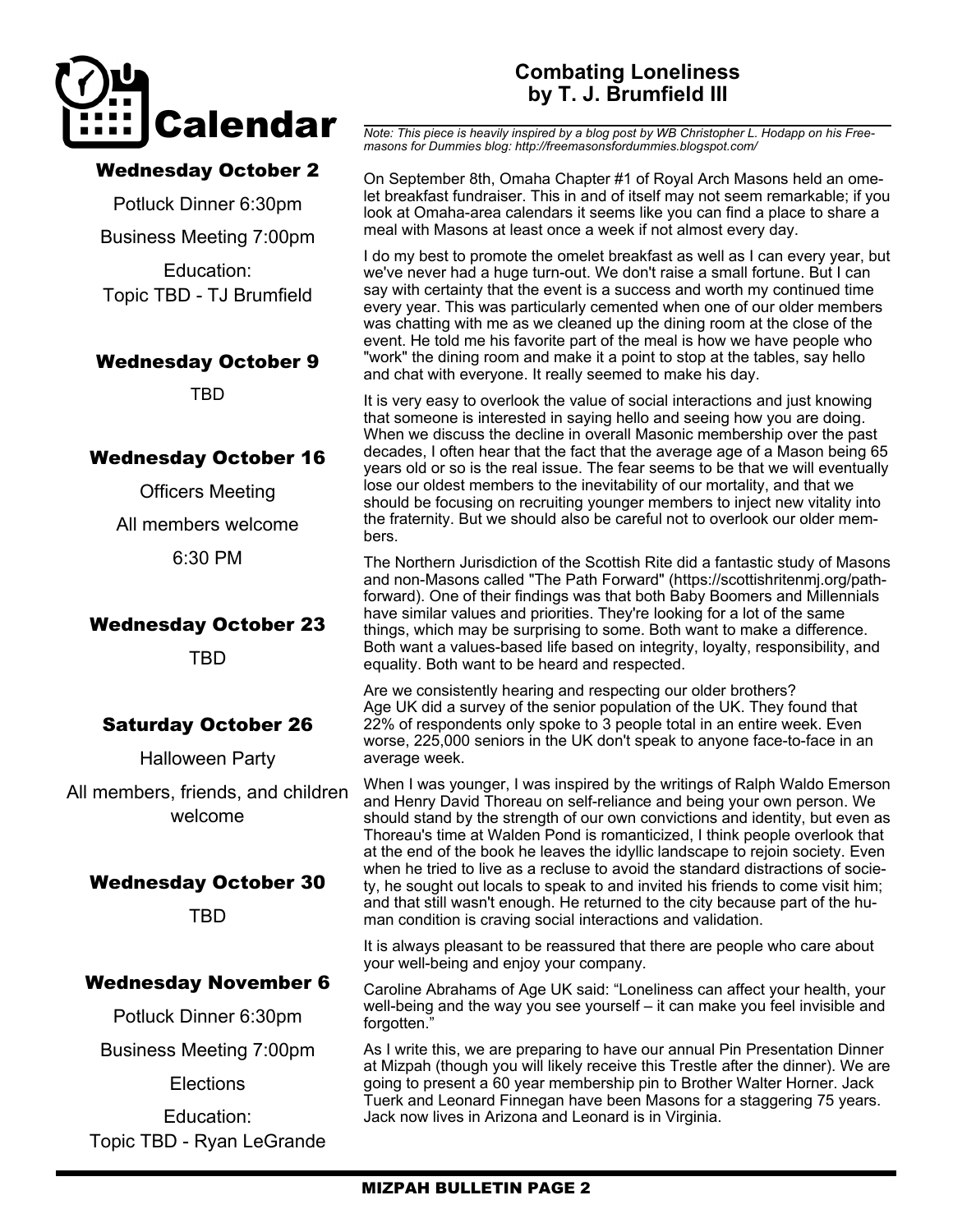# Calendar

### Wednesday October 2

Potluck Dinner 6:30pm

Business Meeting 7:00pm

Education:
Topic TBD - TJ Brumfield

### Wednesday October 9

TBD

### Wednesday October 16

Officers Meeting

All members welcome

6:30 PM

### Wednesday October 23

TBD

### Saturday October 26

Halloween Party

All members, friends, and children welcome

### Wednesday October 30

TBD

### Wednesday November 6

Potluck Dinner 6:30pm

Business Meeting 7:00pm

Elections

Education:
Topic TBD - Ryan LeGrande

## Combating Loneliness
## by T. J. Brumfield III

*Note: This piece is heavily inspired by a blog post by WB Christopher L. Hodapp on his Freemasons for Dummies blog: http://freemasonsfordummies.blogspot.com/*

On September 8th, Omaha Chapter #1 of Royal Arch Masons held an omelet breakfast fundraiser. This in and of itself may not seem remarkable; if you look at Omaha-area calendars it seems like you can find a place to share a meal with Masons at least once a week if not almost every day.

I do my best to promote the omelet breakfast as well as I can every year, but we've never had a huge turn-out. We don't raise a small fortune. But I can say with certainty that the event is a success and worth my continued time every year. This was particularly cemented when one of our older members was chatting with me as we cleaned up the dining room at the close of the event. He told me his favorite part of the meal is how we have people who "work" the dining room and make it a point to stop at the tables, say hello and chat with everyone. It really seemed to make his day.

It is very easy to overlook the value of social interactions and just knowing that someone is interested in saying hello and seeing how you are doing. When we discuss the decline in overall Masonic membership over the past decades, I often hear that the fact that the average age of a Mason being 65 years old or so is the real issue. The fear seems to be that we will eventually lose our oldest members to the inevitability of our mortality, and that we should be focusing on recruiting younger members to inject new vitality into the fraternity. But we should also be careful not to overlook our older members.

The Northern Jurisdiction of the Scottish Rite did a fantastic study of Masons and non-Masons called "The Path Forward" (https://scottishritenmj.org/path-forward). One of their findings was that both Baby Boomers and Millennials have similar values and priorities. They're looking for a lot of the same things, which may be surprising to some. Both want to make a difference. Both want a values-based life based on integrity, loyalty, responsibility, and equality. Both want to be heard and respected.

Are we consistently hearing and respecting our older brothers?
Age UK did a survey of the senior population of the UK. They found that 22% of respondents only spoke to 3 people total in an entire week. Even worse, 225,000 seniors in the UK don't speak to anyone face-to-face in an average week.

When I was younger, I was inspired by the writings of Ralph Waldo Emerson and Henry David Thoreau on self-reliance and being your own person. We should stand by the strength of our own convictions and identity, but even as Thoreau's time at Walden Pond is romanticized, I think people overlook that at the end of the book he leaves the idyllic landscape to rejoin society. Even when he tried to live as a recluse to avoid the standard distractions of society, he sought out locals to speak to and invited his friends to come visit him; and that still wasn't enough. He returned to the city because part of the human condition is craving social interactions and validation.

It is always pleasant to be reassured that there are people who care about your well-being and enjoy your company.

Caroline Abrahams of Age UK said: "Loneliness can affect your health, your well-being and the way you see yourself – it can make you feel invisible and forgotten."

As I write this, we are preparing to have our annual Pin Presentation Dinner at Mizpah (though you will likely receive this Trestle after the dinner). We are going to present a 60 year membership pin to Brother Walter Horner. Jack Tuerk and Leonard Finnegan have been Masons for a staggering 75 years. Jack now lives in Arizona and Leonard is in Virginia.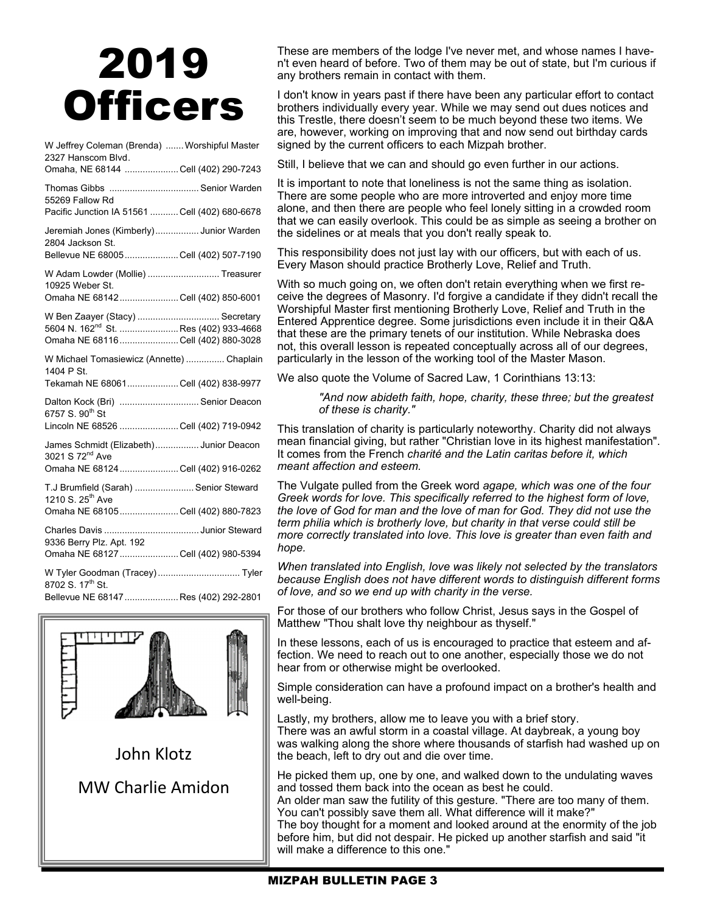# 2019 Officers

W Jeffrey Coleman (Brenda) ....... Worshipful Master
2327 Hanscom Blvd.
Omaha, NE 68144 ..................... Cell (402) 290-7243

Thomas Gibbs .................................. Senior Warden
55269 Fallow Rd
Pacific Junction IA 51561 ........... Cell (402) 680-6678

Jeremiah Jones (Kimberly) ................. Junior Warden
2804 Jackson St.
Bellevue NE 68005 ..................... Cell (402) 507-7190

W Adam Lowder (Mollie) ............................ Treasurer
10925 Weber St.
Omaha NE 68142 ....................... Cell (402) 850-6001

W Ben Zaayer (Stacy) ................................ Secretary
5604 N. 162nd St. ........................ Res (402) 933-4668
Omaha NE 68116 ....................... Cell (402) 880-3028

W Michael Tomasiewicz (Annette) .............. Chaplain
1404 P St.
Tekamah NE 68061 .................... Cell (402) 838-9977

Dalton Kock (Bri) ............................... Senior Deacon
6757 S. 90th St
Lincoln NE 68526 ....................... Cell (402) 719-0942

James Schmidt (Elizabeth) ................. Junior Deacon
3021 S 72nd Ave
Omaha NE 68124 ....................... Cell (402) 916-0262

T.J Brumfield (Sarah) ....................... Senior Steward
1210 S. 25th Ave
Omaha NE 68105 ....................... Cell (402) 880-7823

Charles Davis ..................................... Junior Steward
9336 Berry Plz. Apt. 192
Omaha NE 68127 ....................... Cell (402) 980-5394

W Tyler Goodman (Tracey) ................................ Tyler
8702 S. 17th St.
Bellevue NE 68147 ..................... Res (402) 292-2801

John Klotz

MW Charlie Amidon

These are members of the lodge I've never met, and whose names I haven't even heard of before. Two of them may be out of state, but I'm curious if any brothers remain in contact with them.

I don't know in years past if there have been any particular effort to contact brothers individually every year. While we may send out dues notices and this Trestle, there doesn't seem to be much beyond these two items. We are, however, working on improving that and now send out birthday cards signed by the current officers to each Mizpah brother.

Still, I believe that we can and should go even further in our actions.

It is important to note that loneliness is not the same thing as isolation. There are some people who are more introverted and enjoy more time alone, and then there are people who feel lonely sitting in a crowded room that we can easily overlook. This could be as simple as seeing a brother on the sidelines or at meals that you don't really speak to.

This responsibility does not just lay with our officers, but with each of us. Every Mason should practice Brotherly Love, Relief and Truth.

With so much going on, we often don't retain everything when we first receive the degrees of Masonry. I'd forgive a candidate if they didn't recall the Worshipful Master first mentioning Brotherly Love, Relief and Truth in the Entered Apprentice degree. Some jurisdictions even include it in their Q&A that these are the primary tenets of our institution. While Nebraska does not, this overall lesson is repeated conceptually across all of our degrees, particularly in the lesson of the working tool of the Master Mason.

We also quote the Volume of Sacred Law, 1 Corinthians 13:13:

> *"And now abideth faith, hope, charity, these three; but the greatest of these is charity."*

This translation of charity is particularly noteworthy. Charity did not always mean financial giving, but rather "Christian love in its highest manifestation". It comes from the French *charité and the Latin caritas before it, which meant affection and esteem.*

The Vulgate pulled from the Greek word *agape, which was one of the four Greek words for love. This specifically referred to the highest form of love, the love of God for man and the love of man for God. They did not use the term philia which is brotherly love, but charity in that verse could still be more correctly translated into love. This love is greater than even faith and hope.*

*When translated into English, love was likely not selected by the translators because English does not have different words to distinguish different forms of love, and so we end up with charity in the verse.*

For those of our brothers who follow Christ, Jesus says in the Gospel of Matthew "Thou shalt love thy neighbour as thyself."

In these lessons, each of us is encouraged to practice that esteem and affection. We need to reach out to one another, especially those we do not hear from or otherwise might be overlooked.

Simple consideration can have a profound impact on a brother's health and well-being.

Lastly, my brothers, allow me to leave you with a brief story.
There was an awful storm in a coastal village. At daybreak, a young boy was walking along the shore where thousands of starfish had washed up on the beach, left to dry out and die over time.

He picked them up, one by one, and walked down to the undulating waves and tossed them back into the ocean as best he could.
An older man saw the futility of this gesture. "There are too many of them. You can't possibly save them all. What difference will it make?"
The boy thought for a moment and looked around at the enormity of the job before him, but did not despair. He picked up another starfish and said "it will make a difference to this one."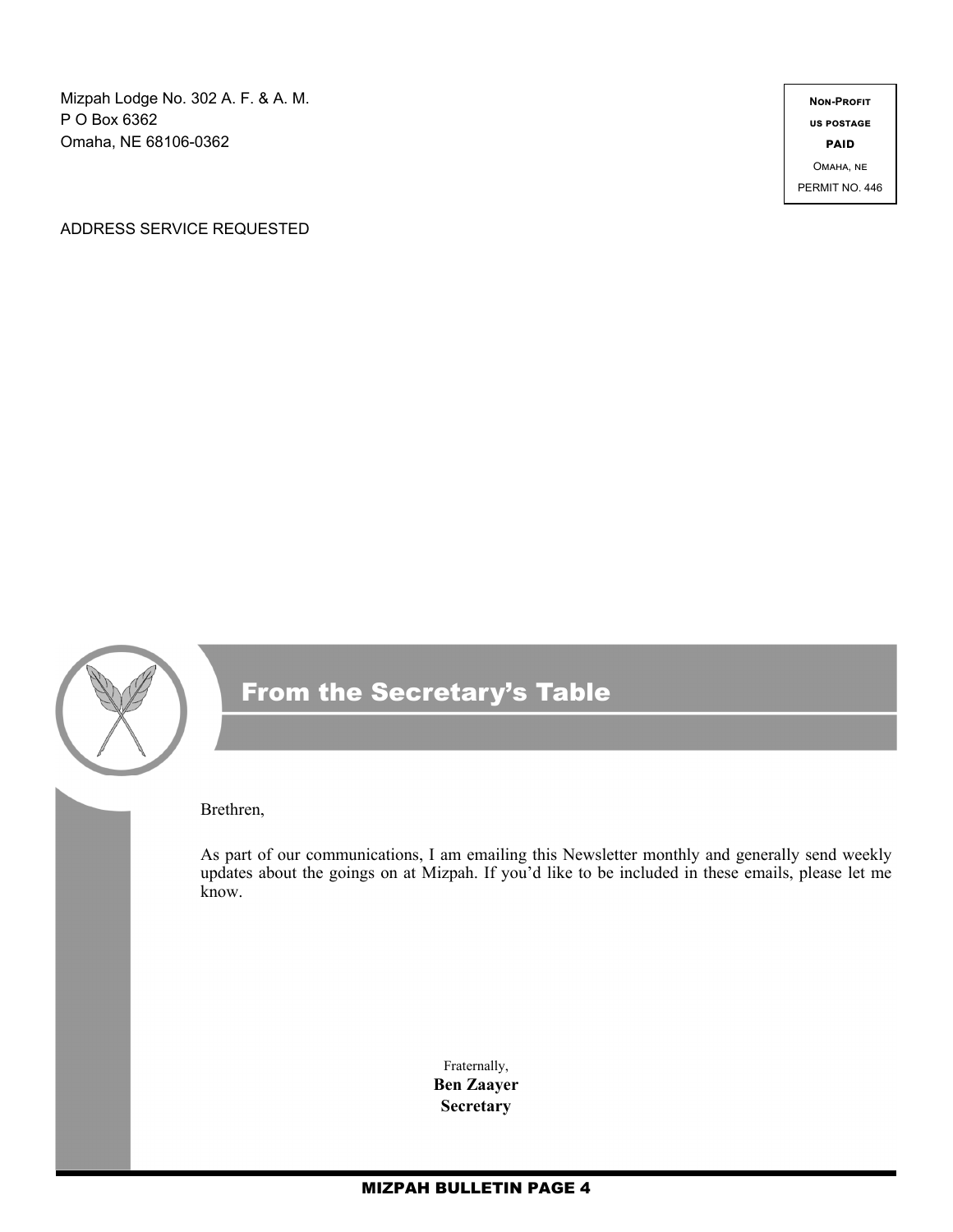Mizpah Lodge No. 302 A. F. & A. M.
P O Box 6362
Omaha, NE 68106-0362

ADDRESS SERVICE REQUESTED

NON-PROFIT
US POSTAGE
PAID
OMAHA, NE
PERMIT NO. 446

## From the Secretary's Table

Brethren,

As part of our communications, I am emailing this Newsletter monthly and generally send weekly updates about the goings on at Mizpah. If you'd like to be included in these emails, please let me know.

Fraternally,
**Ben Zaayer**
**Secretary**